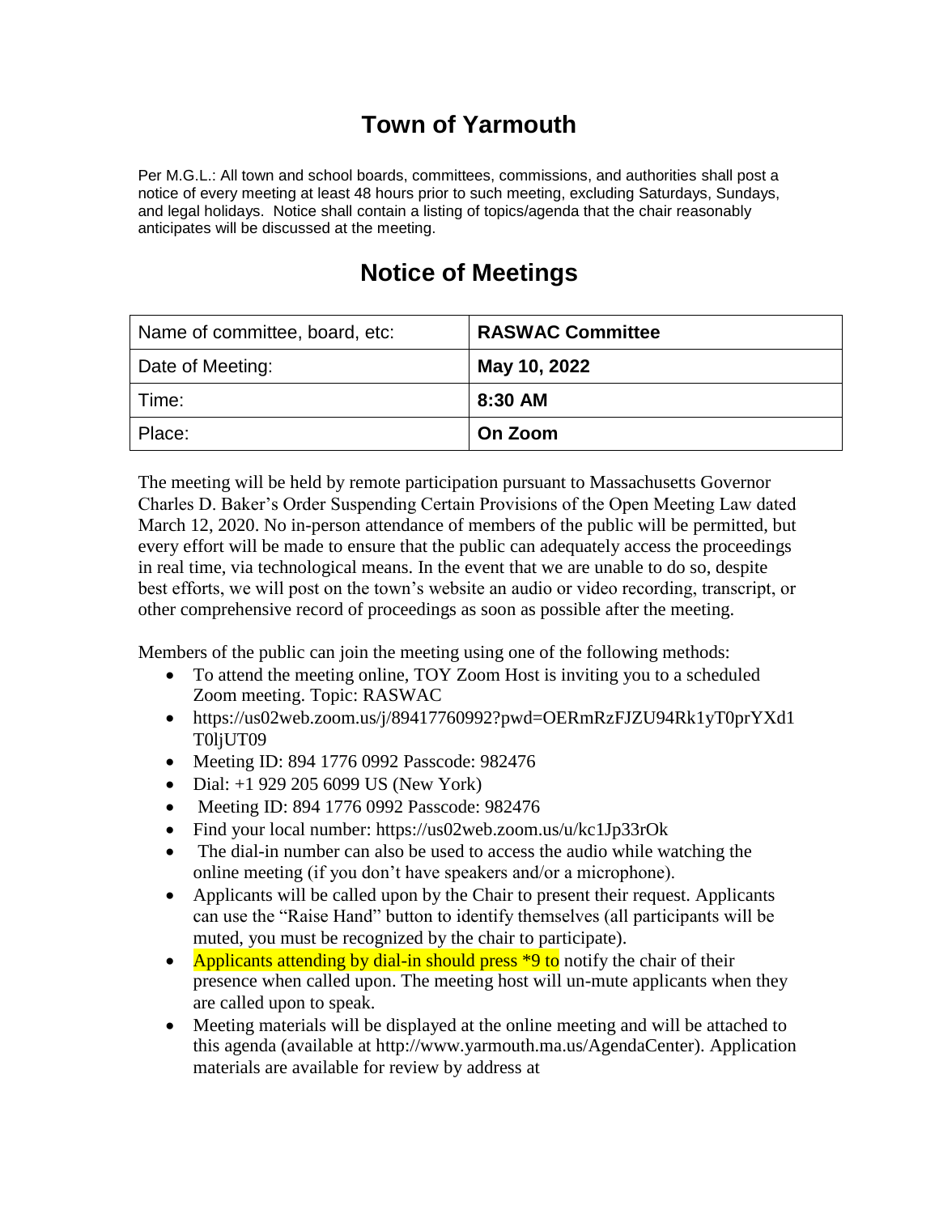# Town of Yarmouth

Per M.G.L.: All town and school boards, committees, commissions, and authorities shall post a notice of every meeting at least 48 hours prior to such meeting, excluding Saturdays, Sundays, and legal holidays. Notice shall contain a listing of topics/agenda that the chair reasonably anticipates will be discussed at the meeting.

## Notice of Meetings

| Name of committee, board, etc: | **RASWAC Committee** |
|---|---|
| Date of Meeting: | **May 10, 2022** |
| Time: | **8:30 AM** |
| Place: | **On Zoom** |

The meeting will be held by remote participation pursuant to Massachusetts Governor Charles D. Baker's Order Suspending Certain Provisions of the Open Meeting Law dated March 12, 2020. No in-person attendance of members of the public will be permitted, but every effort will be made to ensure that the public can adequately access the proceedings in real time, via technological means. In the event that we are unable to do so, despite best efforts, we will post on the town's website an audio or video recording, transcript, or other comprehensive record of proceedings as soon as possible after the meeting.

Members of the public can join the meeting using one of the following methods:

- To attend the meeting online, TOY Zoom Host is inviting you to a scheduled Zoom meeting. Topic: RASWAC
- https://us02web.zoom.us/j/89417760992?pwd=OERmRzFJZU94Rk1yT0prYXd1T0ljUT09
- Meeting ID: 894 1776 0992 Passcode: 982476
- Dial: +1 929 205 6099 US (New York)
- Meeting ID: 894 1776 0992 Passcode: 982476
- Find your local number: https://us02web.zoom.us/u/kc1Jp33rOk
- The dial-in number can also be used to access the audio while watching the online meeting (if you don't have speakers and/or a microphone).
- Applicants will be called upon by the Chair to present their request. Applicants can use the "Raise Hand" button to identify themselves (all participants will be muted, you must be recognized by the chair to participate).
- Applicants attending by dial-in should press *9 to notify the chair of their presence when called upon. The meeting host will un-mute applicants when they are called upon to speak.
- Meeting materials will be displayed at the online meeting and will be attached to this agenda (available at http://www.yarmouth.ma.us/AgendaCenter). Application materials are available for review by address at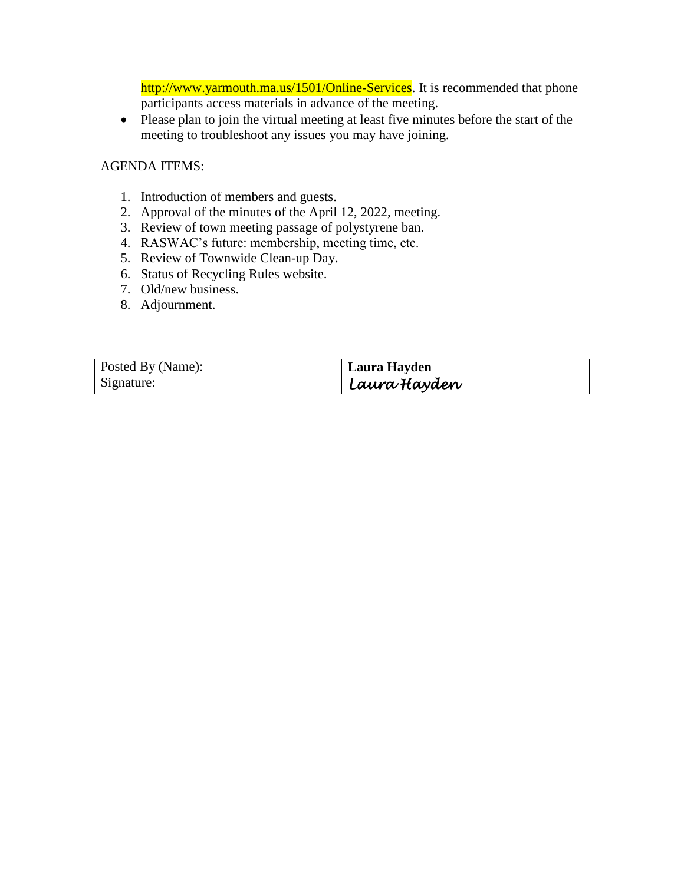http://www.yarmouth.ma.us/1501/Online-Services. It is recommended that phone participants access materials in advance of the meeting.

- Please plan to join the virtual meeting at least five minutes before the start of the meeting to troubleshoot any issues you may have joining.

AGENDA ITEMS:

1. Introduction of members and guests.
2. Approval of the minutes of the April 12, 2022, meeting.
3. Review of town meeting passage of polystyrene ban.
4. RASWAC's future: membership, meeting time, etc.
5. Review of Townwide Clean-up Day.
6. Status of Recycling Rules website.
7. Old/new business.
8. Adjournment.

| | |
|---|---|
| Posted By (Name): | **Laura Hayden** |
| Signature: | *Laura Hayden* |